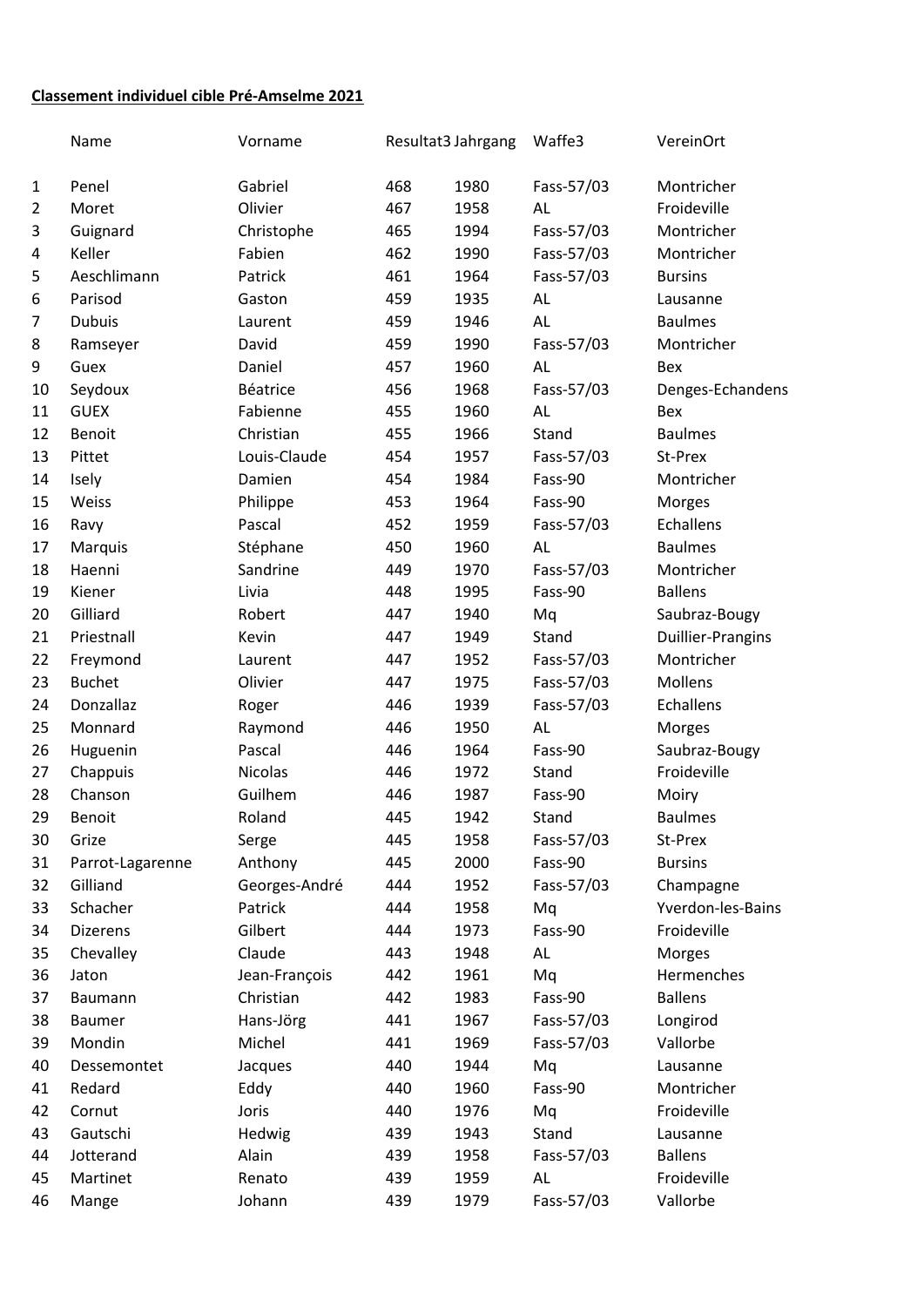**Classement individuel cible Pré-Amselme 2021**

| | Name | Vorname | Resultat3 | Jahrgang | Waffe3 | VereinOrt |
|---|---|---|---|---|---|---|
| 1 | Penel | Gabriel | 468 | 1980 | Fass-57/03 | Montricher |
| 2 | Moret | Olivier | 467 | 1958 | AL | Froideville |
| 3 | Guignard | Christophe | 465 | 1994 | Fass-57/03 | Montricher |
| 4 | Keller | Fabien | 462 | 1990 | Fass-57/03 | Montricher |
| 5 | Aeschlimann | Patrick | 461 | 1964 | Fass-57/03 | Bursins |
| 6 | Parisod | Gaston | 459 | 1935 | AL | Lausanne |
| 7 | Dubuis | Laurent | 459 | 1946 | AL | Baulmes |
| 8 | Ramseyer | David | 459 | 1990 | Fass-57/03 | Montricher |
| 9 | Guex | Daniel | 457 | 1960 | AL | Bex |
| 10 | Seydoux | Béatrice | 456 | 1968 | Fass-57/03 | Denges-Echandens |
| 11 | GUEX | Fabienne | 455 | 1960 | AL | Bex |
| 12 | Benoit | Christian | 455 | 1966 | Stand | Baulmes |
| 13 | Pittet | Louis-Claude | 454 | 1957 | Fass-57/03 | St-Prex |
| 14 | Isely | Damien | 454 | 1984 | Fass-90 | Montricher |
| 15 | Weiss | Philippe | 453 | 1964 | Fass-90 | Morges |
| 16 | Ravy | Pascal | 452 | 1959 | Fass-57/03 | Echallens |
| 17 | Marquis | Stéphane | 450 | 1960 | AL | Baulmes |
| 18 | Haenni | Sandrine | 449 | 1970 | Fass-57/03 | Montricher |
| 19 | Kiener | Livia | 448 | 1995 | Fass-90 | Ballens |
| 20 | Gilliard | Robert | 447 | 1940 | Mq | Saubraz-Bougy |
| 21 | Priestnall | Kevin | 447 | 1949 | Stand | Duillier-Prangins |
| 22 | Freymond | Laurent | 447 | 1952 | Fass-57/03 | Montricher |
| 23 | Buchet | Olivier | 447 | 1975 | Fass-57/03 | Mollens |
| 24 | Donzallaz | Roger | 446 | 1939 | Fass-57/03 | Echallens |
| 25 | Monnard | Raymond | 446 | 1950 | AL | Morges |
| 26 | Huguenin | Pascal | 446 | 1964 | Fass-90 | Saubraz-Bougy |
| 27 | Chappuis | Nicolas | 446 | 1972 | Stand | Froideville |
| 28 | Chanson | Guilhem | 446 | 1987 | Fass-90 | Moiry |
| 29 | Benoit | Roland | 445 | 1942 | Stand | Baulmes |
| 30 | Grize | Serge | 445 | 1958 | Fass-57/03 | St-Prex |
| 31 | Parrot-Lagarenne | Anthony | 445 | 2000 | Fass-90 | Bursins |
| 32 | Gilliand | Georges-André | 444 | 1952 | Fass-57/03 | Champagne |
| 33 | Schacher | Patrick | 444 | 1958 | Mq | Yverdon-les-Bains |
| 34 | Dizerens | Gilbert | 444 | 1973 | Fass-90 | Froideville |
| 35 | Chevalley | Claude | 443 | 1948 | AL | Morges |
| 36 | Jaton | Jean-François | 442 | 1961 | Mq | Hermenches |
| 37 | Baumann | Christian | 442 | 1983 | Fass-90 | Ballens |
| 38 | Baumer | Hans-Jörg | 441 | 1967 | Fass-57/03 | Longirod |
| 39 | Mondin | Michel | 441 | 1969 | Fass-57/03 | Vallorbe |
| 40 | Dessemontet | Jacques | 440 | 1944 | Mq | Lausanne |
| 41 | Redard | Eddy | 440 | 1960 | Fass-90 | Montricher |
| 42 | Cornut | Joris | 440 | 1976 | Mq | Froideville |
| 43 | Gautschi | Hedwig | 439 | 1943 | Stand | Lausanne |
| 44 | Jotterand | Alain | 439 | 1958 | Fass-57/03 | Ballens |
| 45 | Martinet | Renato | 439 | 1959 | AL | Froideville |
| 46 | Mange | Johann | 439 | 1979 | Fass-57/03 | Vallorbe |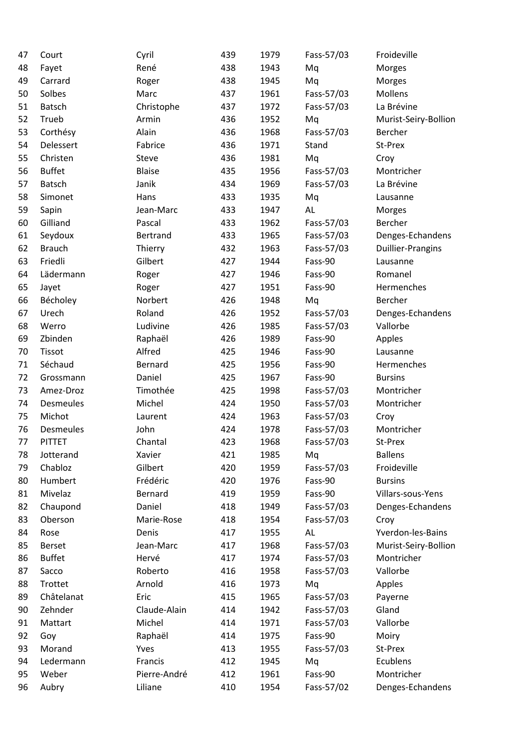| | | | | | | |
|---|---|---|---|---|---|---|
| 47 | Court | Cyril | 439 | 1979 | Fass-57/03 | Froideville |
| 48 | Fayet | René | 438 | 1943 | Mq | Morges |
| 49 | Carrard | Roger | 438 | 1945 | Mq | Morges |
| 50 | Solbes | Marc | 437 | 1961 | Fass-57/03 | Mollens |
| 51 | Batsch | Christophe | 437 | 1972 | Fass-57/03 | La Brévine |
| 52 | Trueb | Armin | 436 | 1952 | Mq | Murist-Seiry-Bollion |
| 53 | Corthésy | Alain | 436 | 1968 | Fass-57/03 | Bercher |
| 54 | Delessert | Fabrice | 436 | 1971 | Stand | St-Prex |
| 55 | Christen | Steve | 436 | 1981 | Mq | Croy |
| 56 | Buffet | Blaise | 435 | 1956 | Fass-57/03 | Montricher |
| 57 | Batsch | Janik | 434 | 1969 | Fass-57/03 | La Brévine |
| 58 | Simonet | Hans | 433 | 1935 | Mq | Lausanne |
| 59 | Sapin | Jean-Marc | 433 | 1947 | AL | Morges |
| 60 | Gilliand | Pascal | 433 | 1962 | Fass-57/03 | Bercher |
| 61 | Seydoux | Bertrand | 433 | 1965 | Fass-57/03 | Denges-Echandens |
| 62 | Brauch | Thierry | 432 | 1963 | Fass-57/03 | Duillier-Prangins |
| 63 | Friedli | Gilbert | 427 | 1944 | Fass-90 | Lausanne |
| 64 | Lädermann | Roger | 427 | 1946 | Fass-90 | Romanel |
| 65 | Jayet | Roger | 427 | 1951 | Fass-90 | Hermenches |
| 66 | Bécholey | Norbert | 426 | 1948 | Mq | Bercher |
| 67 | Urech | Roland | 426 | 1952 | Fass-57/03 | Denges-Echandens |
| 68 | Werro | Ludivine | 426 | 1985 | Fass-57/03 | Vallorbe |
| 69 | Zbinden | Raphaël | 426 | 1989 | Fass-90 | Apples |
| 70 | Tissot | Alfred | 425 | 1946 | Fass-90 | Lausanne |
| 71 | Séchaud | Bernard | 425 | 1956 | Fass-90 | Hermenches |
| 72 | Grossmann | Daniel | 425 | 1967 | Fass-90 | Bursins |
| 73 | Amez-Droz | Timothée | 425 | 1998 | Fass-57/03 | Montricher |
| 74 | Desmeules | Michel | 424 | 1950 | Fass-57/03 | Montricher |
| 75 | Michot | Laurent | 424 | 1963 | Fass-57/03 | Croy |
| 76 | Desmeules | John | 424 | 1978 | Fass-57/03 | Montricher |
| 77 | PITTET | Chantal | 423 | 1968 | Fass-57/03 | St-Prex |
| 78 | Jotterand | Xavier | 421 | 1985 | Mq | Ballens |
| 79 | Chabloz | Gilbert | 420 | 1959 | Fass-57/03 | Froideville |
| 80 | Humbert | Frédéric | 420 | 1976 | Fass-90 | Bursins |
| 81 | Mivelaz | Bernard | 419 | 1959 | Fass-90 | Villars-sous-Yens |
| 82 | Chaupond | Daniel | 418 | 1949 | Fass-57/03 | Denges-Echandens |
| 83 | Oberson | Marie-Rose | 418 | 1954 | Fass-57/03 | Croy |
| 84 | Rose | Denis | 417 | 1955 | AL | Yverdon-les-Bains |
| 85 | Berset | Jean-Marc | 417 | 1968 | Fass-57/03 | Murist-Seiry-Bollion |
| 86 | Buffet | Hervé | 417 | 1974 | Fass-57/03 | Montricher |
| 87 | Sacco | Roberto | 416 | 1958 | Fass-57/03 | Vallorbe |
| 88 | Trottet | Arnold | 416 | 1973 | Mq | Apples |
| 89 | Châtelanat | Eric | 415 | 1965 | Fass-57/03 | Payerne |
| 90 | Zehnder | Claude-Alain | 414 | 1942 | Fass-57/03 | Gland |
| 91 | Mattart | Michel | 414 | 1971 | Fass-57/03 | Vallorbe |
| 92 | Goy | Raphaël | 414 | 1975 | Fass-90 | Moiry |
| 93 | Morand | Yves | 413 | 1955 | Fass-57/03 | St-Prex |
| 94 | Ledermann | Francis | 412 | 1945 | Mq | Ecublens |
| 95 | Weber | Pierre-André | 412 | 1961 | Fass-90 | Montricher |
| 96 | Aubry | Liliane | 410 | 1954 | Fass-57/02 | Denges-Echandens |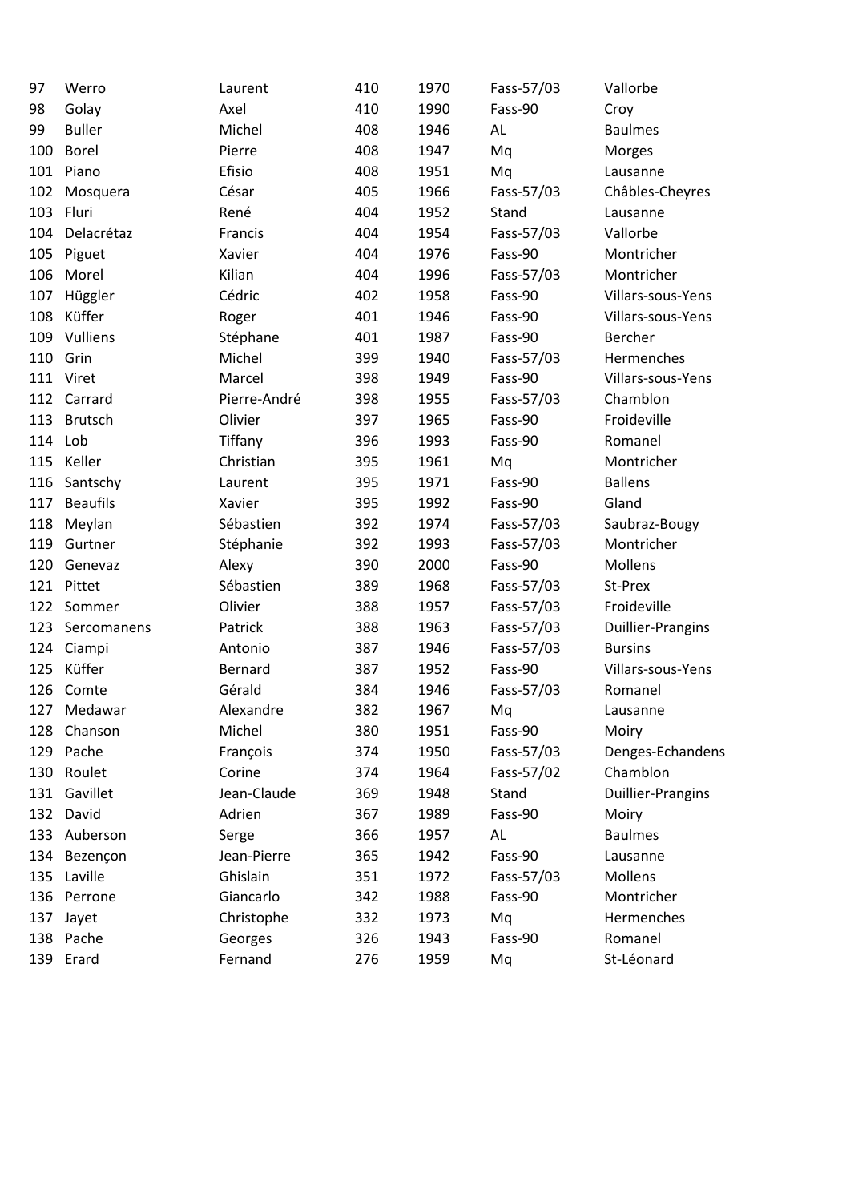| | | | | | | |
|---|---|---|---|---|---|---|
| 97 | Werro | Laurent | 410 | 1970 | Fass-57/03 | Vallorbe |
| 98 | Golay | Axel | 410 | 1990 | Fass-90 | Croy |
| 99 | Buller | Michel | 408 | 1946 | AL | Baulmes |
| 100 | Borel | Pierre | 408 | 1947 | Mq | Morges |
| 101 | Piano | Efisio | 408 | 1951 | Mq | Lausanne |
| 102 | Mosquera | César | 405 | 1966 | Fass-57/03 | Châbles-Cheyres |
| 103 | Fluri | René | 404 | 1952 | Stand | Lausanne |
| 104 | Delacrétaz | Francis | 404 | 1954 | Fass-57/03 | Vallorbe |
| 105 | Piguet | Xavier | 404 | 1976 | Fass-90 | Montricher |
| 106 | Morel | Kilian | 404 | 1996 | Fass-57/03 | Montricher |
| 107 | Hüggler | Cédric | 402 | 1958 | Fass-90 | Villars-sous-Yens |
| 108 | Küffer | Roger | 401 | 1946 | Fass-90 | Villars-sous-Yens |
| 109 | Vulliens | Stéphane | 401 | 1987 | Fass-90 | Bercher |
| 110 | Grin | Michel | 399 | 1940 | Fass-57/03 | Hermenches |
| 111 | Viret | Marcel | 398 | 1949 | Fass-90 | Villars-sous-Yens |
| 112 | Carrard | Pierre-André | 398 | 1955 | Fass-57/03 | Chamblon |
| 113 | Brutsch | Olivier | 397 | 1965 | Fass-90 | Froideville |
| 114 | Lob | Tiffany | 396 | 1993 | Fass-90 | Romanel |
| 115 | Keller | Christian | 395 | 1961 | Mq | Montricher |
| 116 | Santschy | Laurent | 395 | 1971 | Fass-90 | Ballens |
| 117 | Beaufils | Xavier | 395 | 1992 | Fass-90 | Gland |
| 118 | Meylan | Sébastien | 392 | 1974 | Fass-57/03 | Saubraz-Bougy |
| 119 | Gurtner | Stéphanie | 392 | 1993 | Fass-57/03 | Montricher |
| 120 | Genevaz | Alexy | 390 | 2000 | Fass-90 | Mollens |
| 121 | Pittet | Sébastien | 389 | 1968 | Fass-57/03 | St-Prex |
| 122 | Sommer | Olivier | 388 | 1957 | Fass-57/03 | Froideville |
| 123 | Sercomanens | Patrick | 388 | 1963 | Fass-57/03 | Duillier-Prangins |
| 124 | Ciampi | Antonio | 387 | 1946 | Fass-57/03 | Bursins |
| 125 | Küffer | Bernard | 387 | 1952 | Fass-90 | Villars-sous-Yens |
| 126 | Comte | Gérald | 384 | 1946 | Fass-57/03 | Romanel |
| 127 | Medawar | Alexandre | 382 | 1967 | Mq | Lausanne |
| 128 | Chanson | Michel | 380 | 1951 | Fass-90 | Moiry |
| 129 | Pache | François | 374 | 1950 | Fass-57/03 | Denges-Echandens |
| 130 | Roulet | Corine | 374 | 1964 | Fass-57/02 | Chamblon |
| 131 | Gavillet | Jean-Claude | 369 | 1948 | Stand | Duillier-Prangins |
| 132 | David | Adrien | 367 | 1989 | Fass-90 | Moiry |
| 133 | Auberson | Serge | 366 | 1957 | AL | Baulmes |
| 134 | Bezençon | Jean-Pierre | 365 | 1942 | Fass-90 | Lausanne |
| 135 | Laville | Ghislain | 351 | 1972 | Fass-57/03 | Mollens |
| 136 | Perrone | Giancarlo | 342 | 1988 | Fass-90 | Montricher |
| 137 | Jayet | Christophe | 332 | 1973 | Mq | Hermenches |
| 138 | Pache | Georges | 326 | 1943 | Fass-90 | Romanel |
| 139 | Erard | Fernand | 276 | 1959 | Mq | St-Léonard |